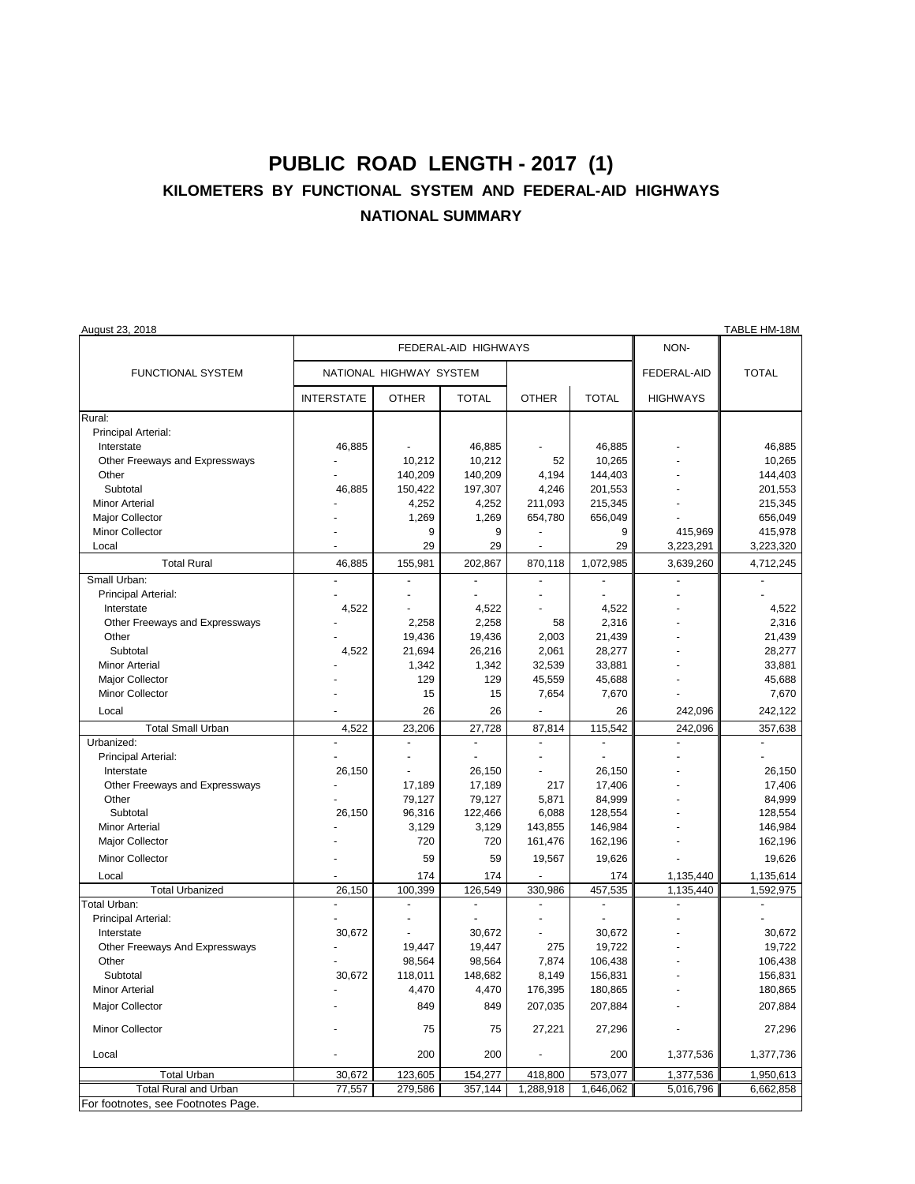# PUBLIC ROAD LENGTH - 2017 (1)

## KILOMETERS BY FUNCTIONAL SYSTEM AND FEDERAL-AID HIGHWAYS

### NATIONAL SUMMARY

August 23, 2018 — TABLE HM-18M

| FUNCTIONAL SYSTEM | FEDERAL-AID HIGHWAYS | | | | | NON-FEDERAL-AID HIGHWAYS | TOTAL |
|---|---|---|---|---|---|---|---|
| | NATIONAL HIGHWAY SYSTEM | | | | | | |
| | INTERSTATE | OTHER | TOTAL | OTHER | TOTAL | | |
| Rural: | | | | | | | |
| Principal Arterial: | | | | | | | |
| Interstate | 46,885 | - | 46,885 | - | 46,885 | - | 46,885 |
| Other Freeways and Expressways | - | 10,212 | 10,212 | 52 | 10,265 | - | 10,265 |
| Other | - | 140,209 | 140,209 | 4,194 | 144,403 | - | 144,403 |
| Subtotal | 46,885 | 150,422 | 197,307 | 4,246 | 201,553 | - | 201,553 |
| Minor Arterial | - | 4,252 | 4,252 | 211,093 | 215,345 | - | 215,345 |
| Major Collector | - | 1,269 | 1,269 | 654,780 | 656,049 | - | 656,049 |
| Minor Collector | - | 9 | 9 | - | 9 | 415,969 | 415,978 |
| Local | - | 29 | 29 | - | 29 | 3,223,291 | 3,223,320 |
| Total Rural | 46,885 | 155,981 | 202,867 | 870,118 | 1,072,985 | 3,639,260 | 4,712,245 |
| Small Urban: | - | - | - | - | - | - | - |
| Principal Arterial: | - | - | - | - | - | - | - |
| Interstate | 4,522 | - | 4,522 | - | 4,522 | - | 4,522 |
| Other Freeways and Expressways | - | 2,258 | 2,258 | 58 | 2,316 | - | 2,316 |
| Other | - | 19,436 | 19,436 | 2,003 | 21,439 | - | 21,439 |
| Subtotal | 4,522 | 21,694 | 26,216 | 2,061 | 28,277 | - | 28,277 |
| Minor Arterial | - | 1,342 | 1,342 | 32,539 | 33,881 | - | 33,881 |
| Major Collector | - | 129 | 129 | 45,559 | 45,688 | - | 45,688 |
| Minor Collector | - | 15 | 15 | 7,654 | 7,670 | - | 7,670 |
| Local | - | 26 | 26 | - | 26 | 242,096 | 242,122 |
| Total Small Urban | 4,522 | 23,206 | 27,728 | 87,814 | 115,542 | 242,096 | 357,638 |
| Urbanized: | - | - | - | - | - | - | - |
| Principal Arterial: | - | - | - | - | - | - | - |
| Interstate | 26,150 | - | 26,150 | - | 26,150 | - | 26,150 |
| Other Freeways and Expressways | - | 17,189 | 17,189 | 217 | 17,406 | - | 17,406 |
| Other | - | 79,127 | 79,127 | 5,871 | 84,999 | - | 84,999 |
| Subtotal | 26,150 | 96,316 | 122,466 | 6,088 | 128,554 | - | 128,554 |
| Minor Arterial | - | 3,129 | 3,129 | 143,855 | 146,984 | - | 146,984 |
| Major Collector | - | 720 | 720 | 161,476 | 162,196 | - | 162,196 |
| Minor Collector | - | 59 | 59 | 19,567 | 19,626 | - | 19,626 |
| Local | - | 174 | 174 | - | 174 | 1,135,440 | 1,135,614 |
| Total Urbanized | 26,150 | 100,399 | 126,549 | 330,986 | 457,535 | 1,135,440 | 1,592,975 |
| Total Urban: | - | - | - | - | - | - | - |
| Principal Arterial: | - | - | - | - | - | - | - |
| Interstate | 30,672 | - | 30,672 | - | 30,672 | - | 30,672 |
| Other Freeways And Expressways | - | 19,447 | 19,447 | 275 | 19,722 | - | 19,722 |
| Other | - | 98,564 | 98,564 | 7,874 | 106,438 | - | 106,438 |
| Subtotal | 30,672 | 118,011 | 148,682 | 8,149 | 156,831 | - | 156,831 |
| Minor Arterial | - | 4,470 | 4,470 | 176,395 | 180,865 | - | 180,865 |
| Major Collector | - | 849 | 849 | 207,035 | 207,884 | - | 207,884 |
| Minor Collector | - | 75 | 75 | 27,221 | 27,296 | - | 27,296 |
| Local | - | 200 | 200 | - | 200 | 1,377,536 | 1,377,736 |
| Total Urban | 30,672 | 123,605 | 154,277 | 418,800 | 573,077 | 1,377,536 | 1,950,613 |
| Total Rural and Urban | 77,557 | 279,586 | 357,144 | 1,288,918 | 1,646,062 | 5,016,796 | 6,662,858 |

For footnotes, see Footnotes Page.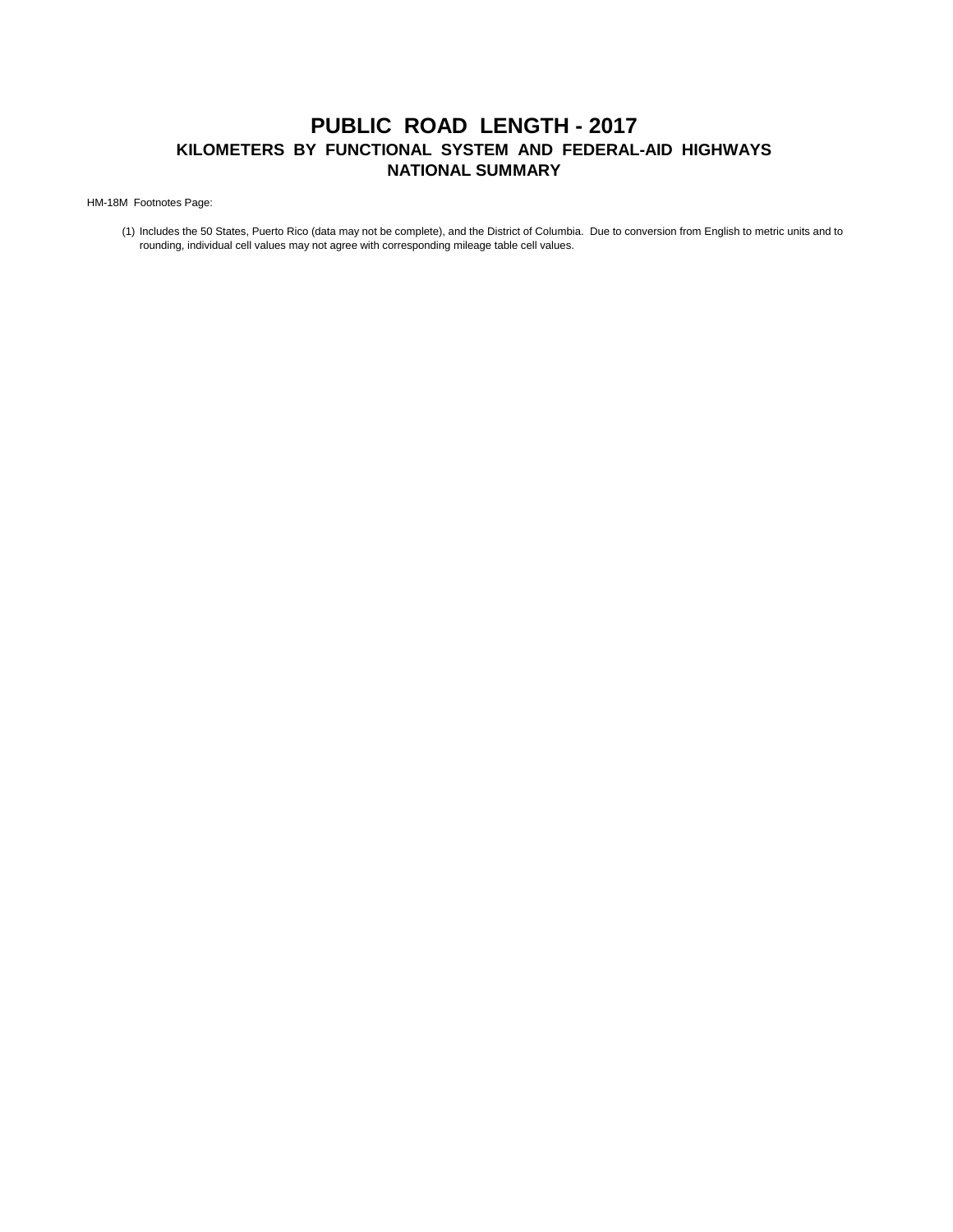# PUBLIC ROAD LENGTH - 2017

## KILOMETERS BY FUNCTIONAL SYSTEM AND FEDERAL-AID HIGHWAYS

## NATIONAL SUMMARY

HM-18M Footnotes Page:

(1) Includes the 50 States, Puerto Rico (data may not be complete), and the District of Columbia. Due to conversion from English to metric units and to rounding, individual cell values may not agree with corresponding mileage table cell values.